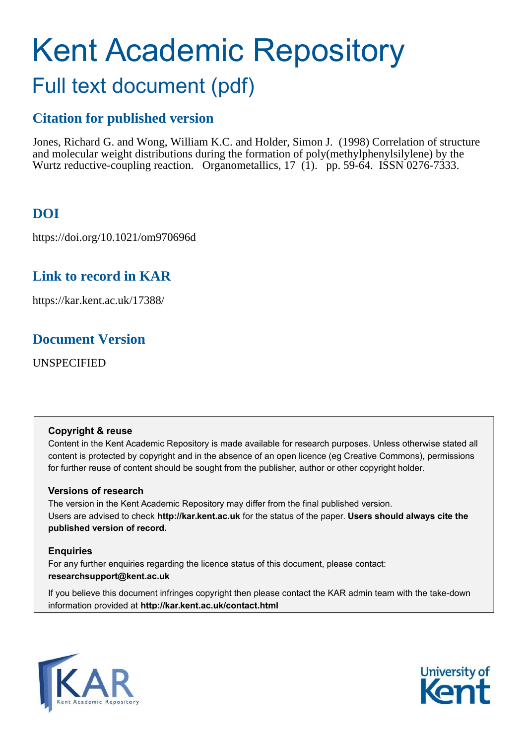# Kent Academic Repository

## Full text document (pdf)

## Citation for published version

Jones, Richard G. and Wong, William K.C. and Holder, Simon J. (1998) Correlation of structure and molecular weight distributions during the formation of poly(methylphenylsilylene) by the Wurtz reductive-coupling reaction. Organometallics, 17 (1). pp. 59-64. ISSN 0276-7333.

## DOI

https://doi.org/10.1021/om970696d

## Link to record in KAR

https://kar.kent.ac.uk/17388/

## Document Version

UNSPECIFIED

**Copyright & reuse**

Content in the Kent Academic Repository is made available for research purposes. Unless otherwise stated all content is protected by copyright and in the absence of an open licence (eg Creative Commons), permissions for further reuse of content should be sought from the publisher, author or other copyright holder.

**Versions of research**

The version in the Kent Academic Repository may differ from the final published version. Users are advised to check **http://kar.kent.ac.uk** for the status of the paper. **Users should always cite the published version of record.**

**Enquiries**

For any further enquiries regarding the licence status of this document, please contact: **researchsupport@kent.ac.uk**

If you believe this document infringes copyright then please contact the KAR admin team with the take-down information provided at **http://kar.kent.ac.uk/contact.html**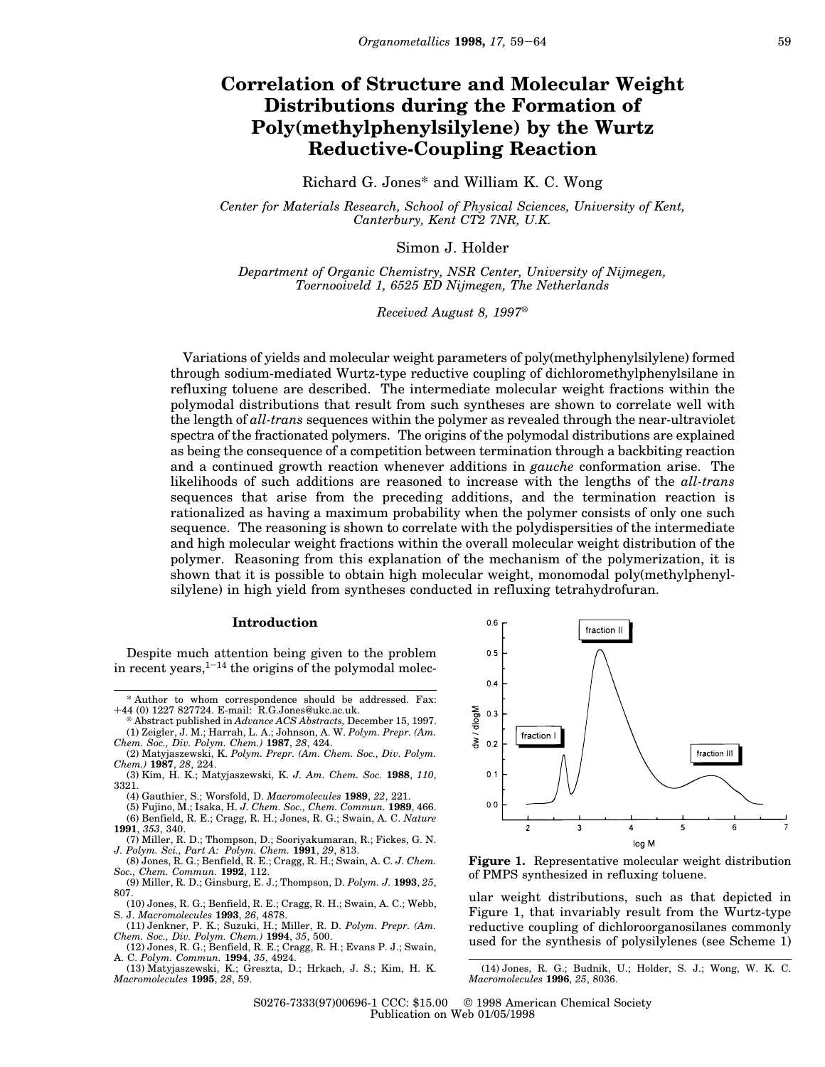# Correlation of Structure and Molecular Weight Distributions during the Formation of Poly(methylphenylsilylene) by the Wurtz Reductive-Coupling Reaction

Richard G. Jones* and William K. C. Wong

*Center for Materials Research, School of Physical Sciences, University of Kent, Canterbury, Kent CT2 7NR, U.K.*

Simon J. Holder

*Department of Organic Chemistry, NSR Center, University of Nijmegen, Toernooiveld 1, 6525 ED Nijmegen, The Netherlands*

*Received August 8, 1997*[⊗]

Variations of yields and molecular weight parameters of poly(methylphenylsilylene) formed through sodium-mediated Wurtz-type reductive coupling of dichloromethylphenylsilane in refluxing toluene are described. The intermediate molecular weight fractions within the polymodal distributions that result from such syntheses are shown to correlate well with the length of *all-trans* sequences within the polymer as revealed through the near-ultraviolet spectra of the fractionated polymers. The origins of the polymodal distributions are explained as being the consequence of a competition between termination through a backbiting reaction and a continued growth reaction whenever additions in *gauche* conformation arise. The likelihoods of such additions are reasoned to increase with the lengths of the *all-trans* sequences that arise from the preceding additions, and the termination reaction is rationalized as having a maximum probability when the polymer consists of only one such sequence. The reasoning is shown to correlate with the polydispersities of the intermediate and high molecular weight fractions within the overall molecular weight distribution of the polymer. Reasoning from this explanation of the mechanism of the polymerization, it is shown that it is possible to obtain high molecular weight, monomodal poly(methylphenylsilylene) in high yield from syntheses conducted in refluxing tetrahydrofuran.

## Introduction

Despite much attention being given to the problem in recent years,[1-14] the origins of the polymodal molecular weight distributions, such as that depicted in Figure 1, that invariably result from the Wurtz-type reductive coupling of dichloroorganosilanes commonly used for the synthesis of polysilylenes (see Scheme 1)

**Figure 1.** Representative molecular weight distribution of PMPS synthesized in refluxing toluene.

---

\* Author to whom correspondence should be addressed. Fax: +44 (0) 1227 827724. E-mail: R.G.Jones@ukc.ac.uk.

⊗ Abstract published in *Advance ACS Abstracts,* December 15, 1997.

(1) Zeigler, J. M.; Harrah, L. A.; Johnson, A. W. *Polym. Prepr. (Am. Chem. Soc., Div. Polym. Chem.)* **1987**, *28*, 424.

(2) Matyjaszewski, K. *Polym. Prepr. (Am. Chem. Soc., Div. Polym. Chem.)* **1987**, *28*, 224.

(3) Kim, H. K.; Matyjaszewski, K. *J. Am. Chem. Soc.* **1988**, *110*, 3321.

(4) Gauthier, S.; Worsfold, D. *Macromolecules* **1989**, *22*, 221.

(5) Fujino, M.; Isaka, H. *J. Chem. Soc., Chem. Commun.* **1989**, 466.

(6) Benfield, R. E.; Cragg, R. H.; Jones, R. G.; Swain, A. C. *Nature* **1991**, *353*, 340.

(7) Miller, R. D.; Thompson, D.; Sooriyakumaran, R.; Fickes, G. N. *J. Polym. Sci., Part A: Polym. Chem.* **1991**, *29*, 813.

(8) Jones, R. G.; Benfield, R. E.; Cragg, R. H.; Swain, A. C. *J. Chem. Soc., Chem. Commun.* **1992**, 112.

(9) Miller, R. D.; Ginsburg, E. J.; Thompson, D. *Polym. J.* **1993**, *25*, 807.

(10) Jones, R. G.; Benfield, R. E.; Cragg, R. H.; Swain, A. C.; Webb, S. J. *Macromolecules* **1993**, *26*, 4878.

(11) Jenkner, P. K.; Suzuki, H.; Miller, R. D. *Polym. Prepr. (Am. Chem. Soc., Div. Polym. Chem.)* **1994**, *35*, 500.

(12) Jones, R. G.; Benfield, R. E.; Cragg, R. H.; Evans P. J.; Swain, A. C. *Polym. Commun.* **1994**, *35*, 4924.

(13) Matyjaszewski, K.; Greszta, D.; Hrkach, J. S.; Kim, H. K. *Macromolecules* **1995**, *28*, 59.

(14) Jones, R. G.; Budnik, U.; Holder, S. J.; Wong, W. K. C. *Macromolecules* **1996**, *25*, 8036.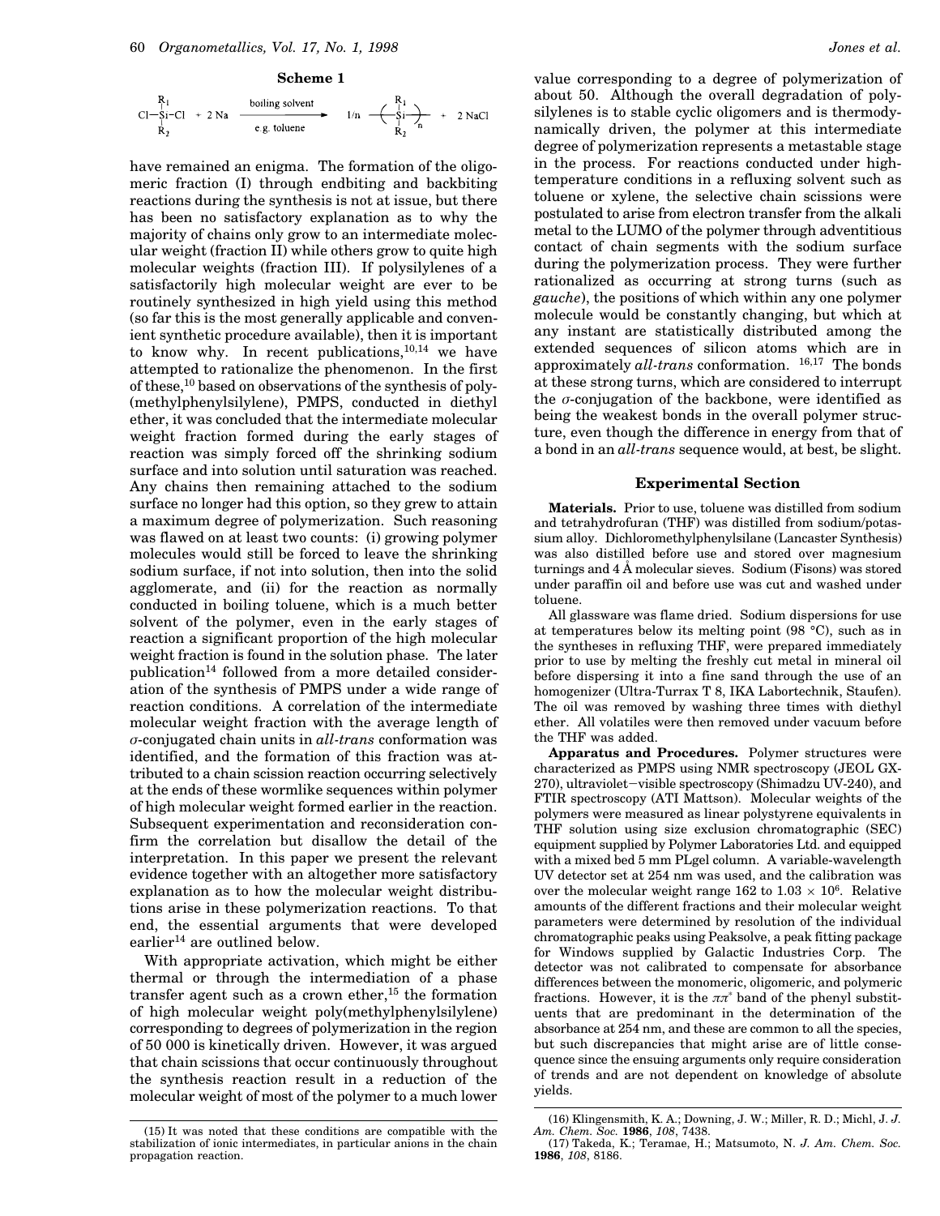**Scheme 1**

$$\text{Cl}-\underset{\text{R}_2}{\overset{\text{R}_1}{\text{Si}}}-\text{Cl} + 2\,\text{Na} \xrightarrow[\text{e.g. toluene}]{\text{boiling solvent}} 1/n \left( \underset{\text{R}_2}{\overset{\text{R}_1}{\text{Si}}} \right)_n + 2\,\text{NaCl}$$

have remained an enigma. The formation of the oligomeric fraction (I) through endbiting and backbiting reactions during the synthesis is not at issue, but there has been no satisfactory explanation as to why the majority of chains only grow to an intermediate molecular weight (fraction II) while others grow to quite high molecular weights (fraction III). If polysilylenes of a satisfactorily high molecular weight are ever to be routinely synthesized in high yield using this method (so far this is the most generally applicable and convenient synthetic procedure available), then it is important to know why. In recent publications,[10,14] we have attempted to rationalize the phenomenon. In the first of these,[10] based on observations of the synthesis of poly(methylphenylsilylene), PMPS, conducted in diethyl ether, it was concluded that the intermediate molecular weight fraction formed during the early stages of reaction was simply forced off the shrinking sodium surface and into solution until saturation was reached. Any chains then remaining attached to the sodium surface no longer had this option, so they grew to attain a maximum degree of polymerization. Such reasoning was flawed on at least two counts: (i) growing polymer molecules would still be forced to leave the shrinking sodium surface, if not into solution, then into the solid agglomerate, and (ii) for the reaction as normally conducted in boiling toluene, which is a much better solvent of the polymer, even in the early stages of reaction a significant proportion of the high molecular weight fraction is found in the solution phase. The later publication[14] followed from a more detailed consideration of the synthesis of PMPS under a wide range of reaction conditions. A correlation of the intermediate molecular weight fraction with the average length of $\sigma$-conjugated chain units in *all-trans* conformation was identified, and the formation of this fraction was attributed to a chain scission reaction occurring selectively at the ends of these wormlike sequences within polymer of high molecular weight formed earlier in the reaction. Subsequent experimentation and reconsideration confirm the correlation but disallow the detail of the interpretation. In this paper we present the relevant evidence together with an altogether more satisfactory explanation as to how the molecular weight distributions arise in these polymerization reactions. To that end, the essential arguments that were developed earlier[14] are outlined below.

With appropriate activation, which might be either thermal or through the intermediation of a phase transfer agent such as a crown ether,[15] the formation of high molecular weight poly(methylphenylsilylene) corresponding to degrees of polymerization in the region of 50 000 is kinetically driven. However, it was argued that chain scissions that occur continuously throughout the synthesis reaction result in a reduction of the molecular weight of most of the polymer to a much lower value corresponding to a degree of polymerization of about 50. Although the overall degradation of polysilylenes is to stable cyclic oligomers and is thermodynamically driven, the polymer at this intermediate degree of polymerization represents a metastable stage in the process. For reactions conducted under high-temperature conditions in a refluxing solvent such as toluene or xylene, the selective chain scissions were postulated to arise from electron transfer from the alkali metal to the LUMO of the polymer through adventitious contact of chain segments with the sodium surface during the polymerization process. They were further rationalized as occurring at strong turns (such as *gauche*), the positions of which within any one polymer molecule would be constantly changing, but which at any instant are statistically distributed among the extended sequences of silicon atoms which are in approximately *all-trans* conformation.[16,17] The bonds at these strong turns, which are considered to interrupt the $\sigma$-conjugation of the backbone, were identified as being the weakest bonds in the overall polymer structure, even though the difference in energy from that of a bond in an *all-trans* sequence would, at best, be slight.

## Experimental Section

**Materials.** Prior to use, toluene was distilled from sodium and tetrahydrofuran (THF) was distilled from sodium/potassium alloy. Dichloromethylphenylsilane (Lancaster Synthesis) was also distilled before use and stored over magnesium turnings and 4 Å molecular sieves. Sodium (Fisons) was stored under paraffin oil and before use was cut and washed under toluene.

All glassware was flame dried. Sodium dispersions for use at temperatures below its melting point (98 °C), such as in the syntheses in refluxing THF, were prepared immediately prior to use by melting the freshly cut metal in mineral oil before dispersing it into a fine sand through the use of an homogenizer (Ultra-Turrax T 8, IKA Labortechnik, Staufen). The oil was removed by washing three times with diethyl ether. All volatiles were then removed under vacuum before the THF was added.

**Apparatus and Procedures.** Polymer structures were characterized as PMPS using NMR spectroscopy (JEOL GX-270), ultraviolet–visible spectroscopy (Shimadzu UV-240), and FTIR spectroscopy (ATI Mattson). Molecular weights of the polymers were measured as linear polystyrene equivalents in THF solution using size exclusion chromatographic (SEC) equipment supplied by Polymer Laboratories Ltd. and equipped with a mixed bed 5 mm PLgel column. A variable-wavelength UV detector set at 254 nm was used, and the calibration was over the molecular weight range 162 to $1.03 \times 10^6$. Relative amounts of the different fractions and their molecular weight parameters were determined by resolution of the individual chromatographic peaks using Peaksolve, a peak fitting package for Windows supplied by Galactic Industries Corp. The detector was not calibrated to compensate for absorbance differences between the monomeric, oligomeric, and polymeric fractions. However, it is the $\pi\pi^*$ band of the phenyl substituents that are predominant in the determination of the absorbance at 254 nm, and these are common to all the species, but such discrepancies that might arise are of little consequence since the ensuing arguments only require consideration of trends and are not dependent on knowledge of absolute yields.

(15) It was noted that these conditions are compatible with the stabilization of ionic intermediates, in particular anions in the chain propagation reaction.

(16) Klingensmith, K. A.; Downing, J. W.; Miller, R. D.; Michl, J. *J. Am. Chem. Soc.* **1986**, *108*, 7438.

(17) Takeda, K.; Teramae, H.; Matsumoto, N. *J. Am. Chem. Soc.* **1986**, *108*, 8186.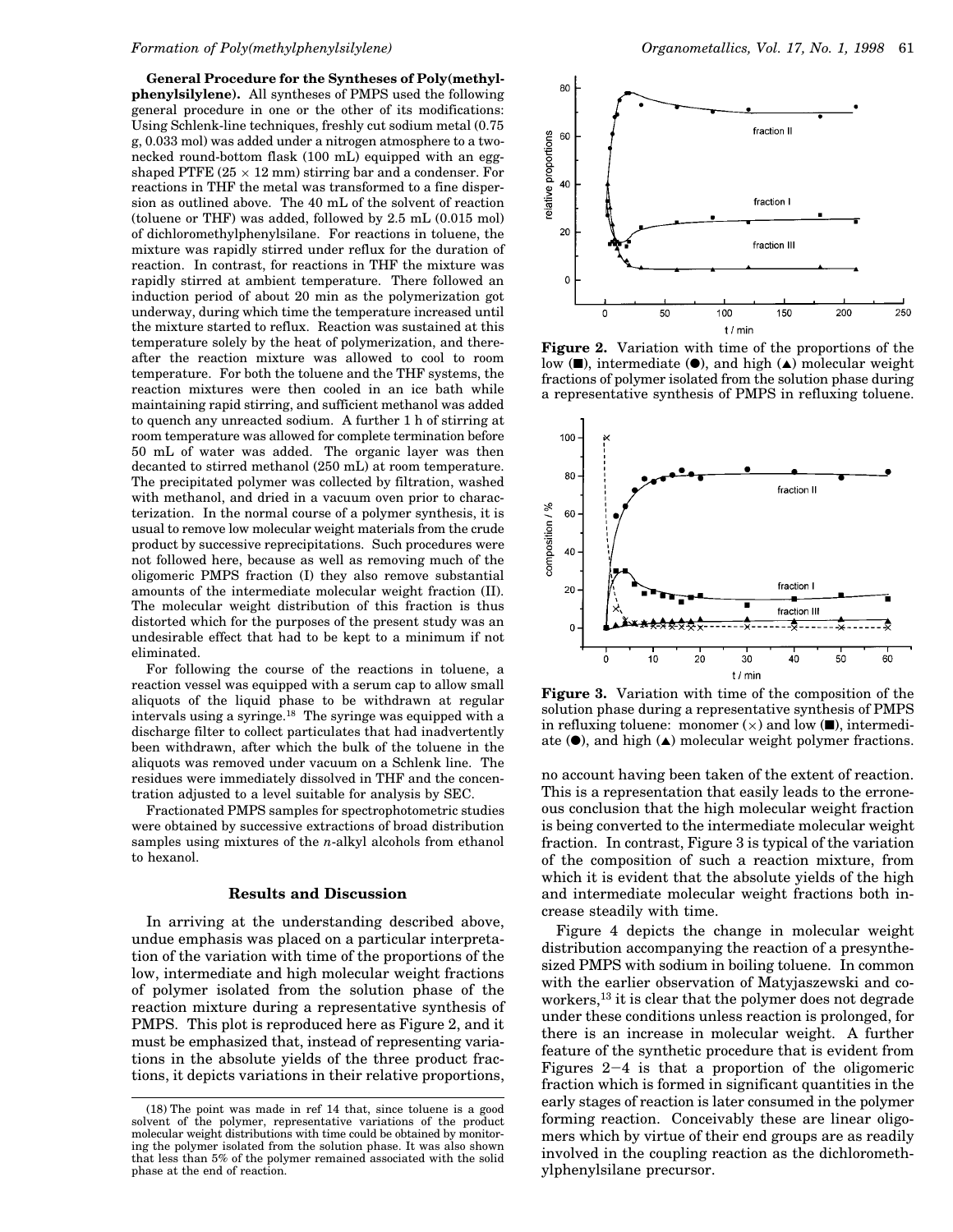**General Procedure for the Syntheses of Poly(methylphenylsilylene).** All syntheses of PMPS used the following general procedure in one or the other of its modifications: Using Schlenk-line techniques, freshly cut sodium metal (0.75 g, 0.033 mol) was added under a nitrogen atmosphere to a two-necked round-bottom flask (100 mL) equipped with an egg-shaped PTFE (25 × 12 mm) stirring bar and a condenser. For reactions in THF the metal was transformed to a fine dispersion as outlined above. The 40 mL of the solvent of reaction (toluene or THF) was added, followed by 2.5 mL (0.015 mol) of dichloromethylphenylsilane. For reactions in toluene, the mixture was rapidly stirred under reflux for the duration of reaction. In contrast, for reactions in THF the mixture was rapidly stirred at ambient temperature. There followed an induction period of about 20 min as the polymerization got underway, during which time the temperature increased until the mixture started to reflux. Reaction was sustained at this temperature solely by the heat of polymerization, and thereafter the reaction mixture was allowed to cool to room temperature. For both the toluene and the THF systems, the reaction mixtures were then cooled in an ice bath while maintaining rapid stirring, and sufficient methanol was added to quench any unreacted sodium. A further 1 h of stirring at room temperature was allowed for complete termination before 50 mL of water was added. The organic layer was then decanted to stirred methanol (250 mL) at room temperature. The precipitated polymer was collected by filtration, washed with methanol, and dried in a vacuum oven prior to characterization. In the normal course of a polymer synthesis, it is usual to remove low molecular weight materials from the crude product by successive reprecipitations. Such procedures were not followed here, because as well as removing much of the oligomeric PMPS fraction (I) they also remove substantial amounts of the intermediate molecular weight fraction (II). The molecular weight distribution of this fraction is thus distorted which for the purposes of the present study was an undesirable effect that had to be kept to a minimum if not eliminated.

For following the course of the reactions in toluene, a reaction vessel was equipped with a serum cap to allow small aliquots of the liquid phase to be withdrawn at regular intervals using a syringe.[18] The syringe was equipped with a discharge filter to collect particulates that had inadvertently been withdrawn, after which the bulk of the toluene in the aliquots was removed under vacuum on a Schlenk line. The residues were immediately dissolved in THF and the concentration adjusted to a level suitable for analysis by SEC.

Fractionated PMPS samples for spectrophotometric studies were obtained by successive extractions of broad distribution samples using mixtures of the *n*-alkyl alcohols from ethanol to hexanol.

## Results and Discussion

In arriving at the understanding described above, undue emphasis was placed on a particular interpretation of the variation with time of the proportions of the low, intermediate and high molecular weight fractions of polymer isolated from the solution phase of the reaction mixture during a representative synthesis of PMPS. This plot is reproduced here as Figure 2, and it must be emphasized that, instead of representing variations in the absolute yields of the three product fractions, it depicts variations in their relative proportions, no account having been taken of the extent of reaction. This is a representation that easily leads to the erroneous conclusion that the high molecular weight fraction is being converted to the intermediate molecular weight fraction. In contrast, Figure 3 is typical of the variation of the composition of such a reaction mixture, from which it is evident that the absolute yields of the high and intermediate molecular weight fractions both increase steadily with time.

Figure 4 depicts the change in molecular weight distribution accompanying the reaction of a presynthesized PMPS with sodium in boiling toluene. In common with the earlier observation of Matyjaszewski and coworkers,[13] it is clear that the polymer does not degrade under these conditions unless reaction is prolonged, for there is an increase in molecular weight. A further feature of the synthetic procedure that is evident from Figures 2–4 is that a proportion of the oligomeric fraction which is formed in significant quantities in the early stages of reaction is later consumed in the polymer forming reaction. Conceivably these are linear oligomers which by virtue of their end groups are as readily involved in the coupling reaction as the dichloromethylphenylsilane precursor.

relative proportions
fraction II
fraction I
fraction III
t / min
0 50 100 150 200 250
0 20 40 60 80

**Figure 2.** Variation with time of the proportions of the low (■), intermediate (●), and high (▲) molecular weight fractions of polymer isolated from the solution phase during a representative synthesis of PMPS in refluxing toluene.

composition / %
fraction II
fraction I
fraction III
t / min
0 10 20 30 40 50 60
0 20 40 60 80 100

**Figure 3.** Variation with time of the composition of the solution phase during a representative synthesis of PMPS in refluxing toluene: monomer (×) and low (■), intermediate (●), and high (▲) molecular weight polymer fractions.

(18) The point was made in ref 14 that, since toluene is a good solvent of the polymer, representative variations of the product molecular weight distributions with time could be obtained by monitoring the polymer isolated from the solution phase. It was also shown that less than 5% of the polymer remained associated with the solid phase at the end of reaction.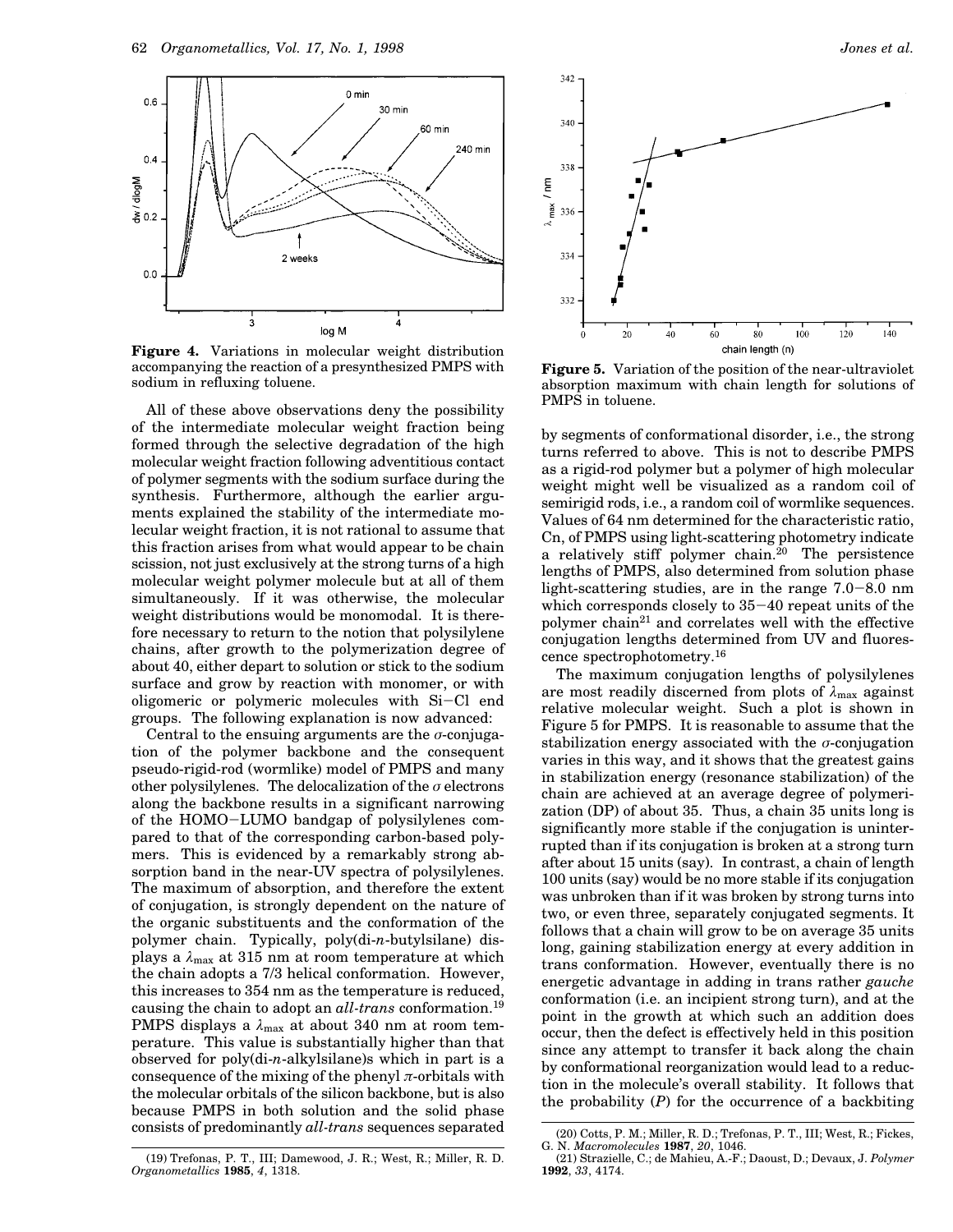**Figure 4.** Variations in molecular weight distribution accompanying the reaction of a presynthesized PMPS with sodium in refluxing toluene.

All of these above observations deny the possibility of the intermediate molecular weight fraction being formed through the selective degradation of the high molecular weight fraction following adventitious contact of polymer segments with the sodium surface during the synthesis. Furthermore, although the earlier arguments explained the stability of the intermediate molecular weight fraction, it is not rational to assume that this fraction arises from what would appear to be chain scission, not just exclusively at the strong turns of a high molecular weight polymer molecule but at all of them simultaneously. If it was otherwise, the molecular weight distributions would be monomodal. It is therefore necessary to return to the notion that polysilylene chains, after growth to the polymerization degree of about 40, either depart to solution or stick to the sodium surface and grow by reaction with monomer, or with oligomeric or polymeric molecules with Si−Cl end groups. The following explanation is now advanced:

Central to the ensuing arguments are the $\sigma$-conjugation of the polymer backbone and the consequent pseudo-rigid-rod (wormlike) model of PMPS and many other polysilylenes. The delocalization of the $\sigma$ electrons along the backbone results in a significant narrowing of the HOMO−LUMO bandgap of polysilylenes compared to that of the corresponding carbon-based polymers. This is evidenced by a remarkably strong absorption band in the near-UV spectra of polysilylenes. The maximum of absorption, and therefore the extent of conjugation, is strongly dependent on the nature of the organic substituents and the conformation of the polymer chain. Typically, poly(di-*n*-butylsilane) displays a $\lambda_{max}$ at 315 nm at room temperature at which the chain adopts a 7/3 helical conformation. However, this increases to 354 nm as the temperature is reduced, causing the chain to adopt an *all-trans* conformation.[19] PMPS displays a $\lambda_{max}$ at about 340 nm at room temperature. This value is substantially higher than that observed for poly(di-*n*-alkylsilane)s which in part is a consequence of the mixing of the phenyl $\pi$-orbitals with the molecular orbitals of the silicon backbone, but is also because PMPS in both solution and the solid phase consists of predominantly *all-trans* sequences separated by segments of conformational disorder, i.e., the strong turns referred to above. This is not to describe PMPS as a rigid-rod polymer but a polymer of high molecular weight might well be visualized as a random coil of semirigid rods, i.e., a random coil of wormlike sequences. Values of 64 nm determined for the characteristic ratio, Cn, of PMPS using light-scattering photometry indicate a relatively stiff polymer chain.[20] The persistence lengths of PMPS, also determined from solution phase light-scattering studies, are in the range 7.0−8.0 nm which corresponds closely to 35−40 repeat units of the polymer chain[21] and correlates well with the effective conjugation lengths determined from UV and fluorescence spectrophotometry.[16]

**Figure 5.** Variation of the position of the near-ultraviolet absorption maximum with chain length for solutions of PMPS in toluene.

The maximum conjugation lengths of polysilylenes are most readily discerned from plots of $\lambda_{max}$ against relative molecular weight. Such a plot is shown in Figure 5 for PMPS. It is reasonable to assume that the stabilization energy associated with the $\sigma$-conjugation varies in this way, and it shows that the greatest gains in stabilization energy (resonance stabilization) of the chain are achieved at an average degree of polymerization (DP) of about 35. Thus, a chain 35 units long is significantly more stable if the conjugation is uninterrupted than if its conjugation is broken at a strong turn after about 15 units (say). In contrast, a chain of length 100 units (say) would be no more stable if its conjugation was unbroken than if it was broken by strong turns into two, or even three, separately conjugated segments. It follows that a chain will grow to be on average 35 units long, gaining stabilization energy at every addition in trans conformation. However, eventually there is no energetic advantage in adding in trans rather *gauche* conformation (i.e. an incipient strong turn), and at the point in the growth at which such an addition does occur, then the defect is effectively held in this position since any attempt to transfer it back along the chain by conformational reorganization would lead to a reduction in the molecule's overall stability. It follows that the probability ($P$) for the occurrence of a backbiting

(19) Trefonas, P. T., III; Damewood, J. R.; West, R.; Miller, R. D. *Organometallics* **1985**, *4*, 1318.

(20) Cotts, P. M.; Miller, R. D.; Trefonas, P. T., III; West, R.; Fickes, G. N. *Macromolecules* **1987**, *20*, 1046.

(21) Strazielle, C.; de Mahieu, A.-F.; Daoust, D.; Devaux, J. *Polymer* **1992**, *33*, 4174.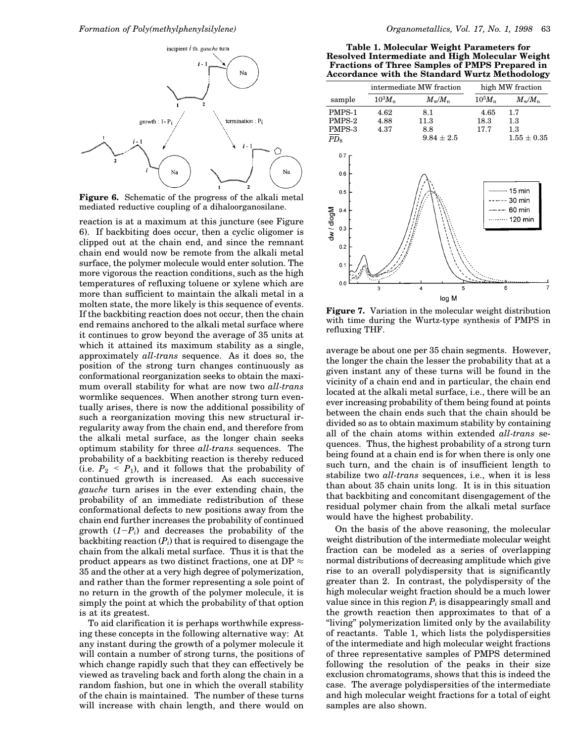**Figure 6.** Schematic of the progress of the alkali metal mediated reductive coupling of a dihaloorganosilane.

reaction is at a maximum at this juncture (see Figure 6). If backbiting does occur, then a cyclic oligomer is clipped out at the chain end, and since the remnant chain end would now be remote from the alkali metal surface, the polymer molecule would enter solution. The more vigorous the reaction conditions, such as the high temperatures of refluxing toluene or xylene which are more than sufficient to maintain the alkali metal in a molten state, the more likely is this sequence of events. If the backbiting reaction does not occur, then the chain end remains anchored to the alkali metal surface where it continues to grow beyond the average of 35 units at which it attained its maximum stability as a single, approximately *all-trans* sequence. As it does so, the position of the strong turn changes continuously as conformational reorganization seeks to obtain the maximum overall stability for what are now two *all-trans* wormlike sequences. When another strong turn eventually arises, there is now the additional possibility of such a reorganization moving this new structural irregularity away from the chain end, and therefore from the alkali metal surface, as the longer chain seeks optimum stability for three *all-trans* sequences. The probability of a backbiting reaction is thereby reduced (i.e. $P_2 < P_1$), and it follows that the probability of continued growth is increased. As each successive *gauche* turn arises in the ever extending chain, the probability of an immediate redistribution of these conformational defects to new positions away from the chain end further increases the probability of continued growth $(1-P_i)$ and decreases the probability of the backbiting reaction $(P_i)$ that is required to disengage the chain from the alkali metal surface. Thus it is that the product appears as two distinct fractions, one at DP $\approx$ 35 and the other at a very high degree of polymerization, and rather than the former representing a sole point of no return in the growth of the polymer molecule, it is simply the point at which the probability of that option is at its greatest.

To aid clarification it is perhaps worthwhile expressing these concepts in the following alternative way: At any instant during the growth of a polymer molecule it will contain a number of strong turns, the positions of which change rapidly such that they can effectively be viewed as traveling back and forth along the chain in a random fashion, but one in which the overall stability of the chain is maintained. The number of these turns will increase with chain length, and there would on average be about one per 35 chain segments. However, the longer the chain the lesser the probability that at a given instant any of these turns will be found in the vicinity of a chain end and in particular, the chain end located at the alkali metal surface, i.e., there will be an ever increasing probability of them being found at points between the chain ends such that the chain should be divided so as to obtain maximum stability by containing all of the chain atoms within extended *all-trans* sequences. Thus, the highest probability of a strong turn being found at a chain end is for when there is only one such turn, and the chain is of insufficient length to stabilize two *all-trans* sequences, i.e., when it is less than about 35 chain units long. It is in this situation that backbiting and concomitant disengagement of the residual polymer chain from the alkali metal surface would have the highest probability.

On the basis of the above reasoning, the molecular weight distribution of the intermediate molecular weight fraction can be modeled as a series of overlapping normal distributions of decreasing amplitude which give rise to an overall polydispersity that is significantly greater than 2. In contrast, the polydispersity of the high molecular weight fraction should be a much lower value since in this region $P_i$ is disappearingly small and the growth reaction then approximates to that of a "living" polymerization limited only by the availability of reactants. Table 1, which lists the polydispersities of the intermediate and high molecular weight fractions of three representative samples of PMPS determined following the resolution of the peaks in their size exclusion chromatograms, shows that this is indeed the case. The average polydispersities of the intermediate and high molecular weight fractions for a total of eight samples are also shown.

**Table 1. Molecular Weight Parameters for Resolved Intermediate and High Molecular Weight Fractions of Three Samples of PMPS Prepared in Accordance with the Standard Wurtz Methodology**

| | intermediate MW fraction | | high MW fraction | |
|---|---|---|---|---|
| sample | $10^3 M_n$ | $M_w/M_n$ | $10^5 M_n$ | $M_w/M_n$ |
| PMPS-1 | 4.62 | 8.1 | 4.65 | 1.7 |
| PMPS-2 | 4.88 | 11.3 | 18.3 | 1.3 |
| PMPS-3 | 4.37 | 8.8 | 17.7 | 1.3 |
| $\overline{PD}_8$ | | $9.84 \pm 2.5$ | | $1.55 \pm 0.35$ |

**Figure 7.** Variation in the molecular weight distribution with time during the Wurtz-type synthesis of PMPS in refluxing THF.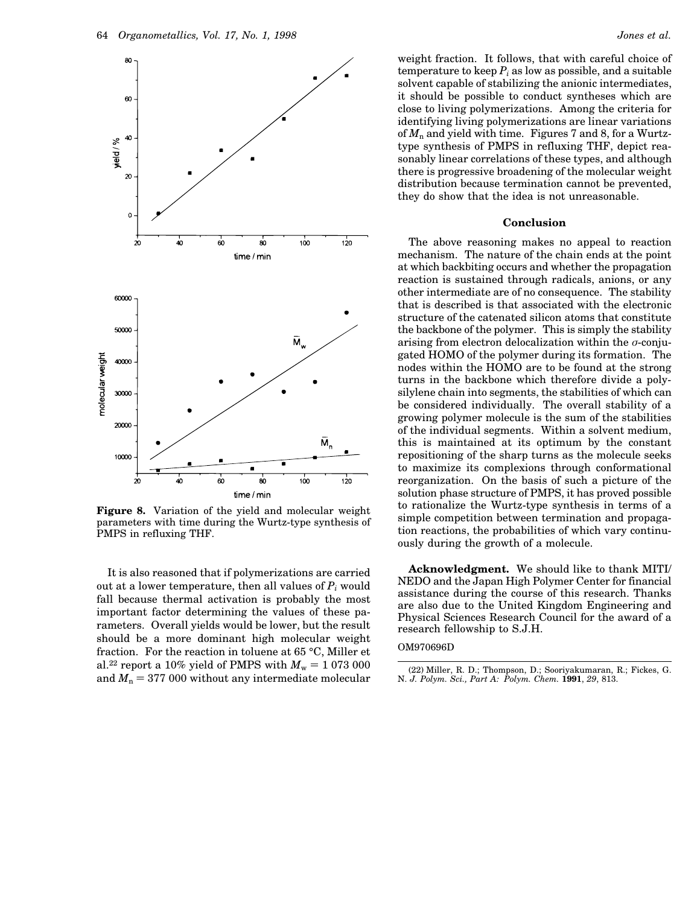80
60
40
20
0
yield / %
20 40 60 80 100 120
time / min

60000
50000
40000
30000
20000
10000
molecular weight
$\bar{M}_w$
$\bar{M}_n$
20 40 60 80 100 120
time / min

**Figure 8.** Variation of the yield and molecular weight parameters with time during the Wurtz-type synthesis of PMPS in refluxing THF.

It is also reasoned that if polymerizations are carried out at a lower temperature, then all values of $P_i$ would fall because thermal activation is probably the most important factor determining the values of these parameters. Overall yields would be lower, but the result should be a more dominant high molecular weight fraction. For the reaction in toluene at 65 °C, Miller et al.[22] report a 10% yield of PMPS with $M_w = 1\ 073\ 000$ and $M_n = 377\ 000$ without any intermediate molecular weight fraction. It follows, that with careful choice of temperature to keep $P_i$ as low as possible, and a suitable solvent capable of stabilizing the anionic intermediates, it should be possible to conduct syntheses which are close to living polymerizations. Among the criteria for identifying living polymerizations are linear variations of $M_n$ and yield with time. Figures 7 and 8, for a Wurtz-type synthesis of PMPS in refluxing THF, depict reasonably linear correlations of these types, and although there is progressive broadening of the molecular weight distribution because termination cannot be prevented, they do show that the idea is not unreasonable.

## Conclusion

The above reasoning makes no appeal to reaction mechanism. The nature of the chain ends at the point at which backbiting occurs and whether the propagation reaction is sustained through radicals, anions, or any other intermediate are of no consequence. The stability that is described is that associated with the electronic structure of the catenated silicon atoms that constitute the backbone of the polymer. This is simply the stability arising from electron delocalization within the $\sigma$-conjugated HOMO of the polymer during its formation. The nodes within the HOMO are to be found at the strong turns in the backbone which therefore divide a polysilylene chain into segments, the stabilities of which can be considered individually. The overall stability of a growing polymer molecule is the sum of the stabilities of the individual segments. Within a solvent medium, this is maintained at its optimum by the constant repositioning of the sharp turns as the molecule seeks to maximize its complexions through conformational reorganization. On the basis of such a picture of the solution phase structure of PMPS, it has proved possible to rationalize the Wurtz-type synthesis in terms of a simple competition between termination and propagation reactions, the probabilities of which vary continuously during the growth of a molecule.

**Acknowledgment.** We should like to thank MITI/NEDO and the Japan High Polymer Center for financial assistance during the course of this research. Thanks are also due to the United Kingdom Engineering and Physical Sciences Research Council for the award of a research fellowship to S.J.H.

OM970696D

(22) Miller, R. D.; Thompson, D.; Sooriyakumaran, R.; Fickes, G. N. *J. Polym. Sci., Part A: Polym. Chem.* **1991**, *29*, 813.